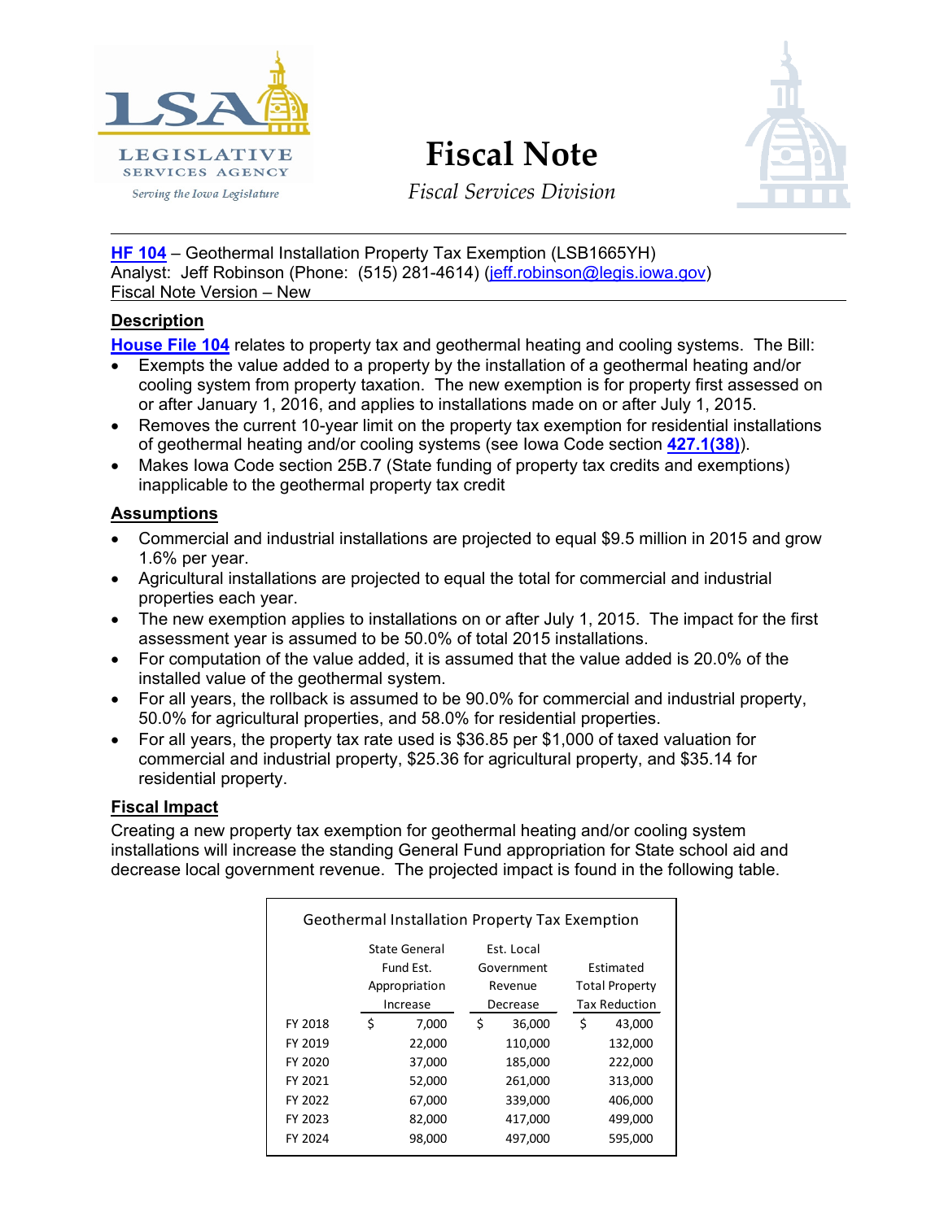LSA
LEGISLATIVE SERVICES AGENCY
*Serving the Iowa Legislature*

# Fiscal Note

*Fiscal Services Division*

**HF 104** – Geothermal Installation Property Tax Exemption (LSB1665YH)
Analyst: Jeff Robinson (Phone: (515) 281-4614) (jeff.robinson@legis.iowa.gov)
Fiscal Note Version – New

## Description

**House File 104** relates to property tax and geothermal heating and cooling systems. The Bill:

- Exempts the value added to a property by the installation of a geothermal heating and/or cooling system from property taxation. The new exemption is for property first assessed on or after January 1, 2016, and applies to installations made on or after July 1, 2015.
- Removes the current 10-year limit on the property tax exemption for residential installations of geothermal heating and/or cooling systems (see Iowa Code section **427.1(38)**).
- Makes Iowa Code section 25B.7 (State funding of property tax credits and exemptions) inapplicable to the geothermal property tax credit

## Assumptions

- Commercial and industrial installations are projected to equal $9.5 million in 2015 and grow 1.6% per year.
- Agricultural installations are projected to equal the total for commercial and industrial properties each year.
- The new exemption applies to installations on or after July 1, 2015. The impact for the first assessment year is assumed to be 50.0% of total 2015 installations.
- For computation of the value added, it is assumed that the value added is 20.0% of the installed value of the geothermal system.
- For all years, the rollback is assumed to be 90.0% for commercial and industrial property, 50.0% for agricultural properties, and 58.0% for residential properties.
- For all years, the property tax rate used is $36.85 per $1,000 of taxed valuation for commercial and industrial property, $25.36 for agricultural property, and $35.14 for residential property.

## Fiscal Impact

Creating a new property tax exemption for geothermal heating and/or cooling system installations will increase the standing General Fund appropriation for State school aid and decrease local government revenue. The projected impact is found in the following table.

**Geothermal Installation Property Tax Exemption**

| | State General Fund Est. Appropriation Increase | Est. Local Government Revenue Decrease | Estimated Total Property Tax Reduction |
|---|---|---|---|
| FY 2018 | $ 7,000 | $ 36,000 | $ 43,000 |
| FY 2019 | 22,000 | 110,000 | 132,000 |
| FY 2020 | 37,000 | 185,000 | 222,000 |
| FY 2021 | 52,000 | 261,000 | 313,000 |
| FY 2022 | 67,000 | 339,000 | 406,000 |
| FY 2023 | 82,000 | 417,000 | 499,000 |
| FY 2024 | 98,000 | 497,000 | 595,000 |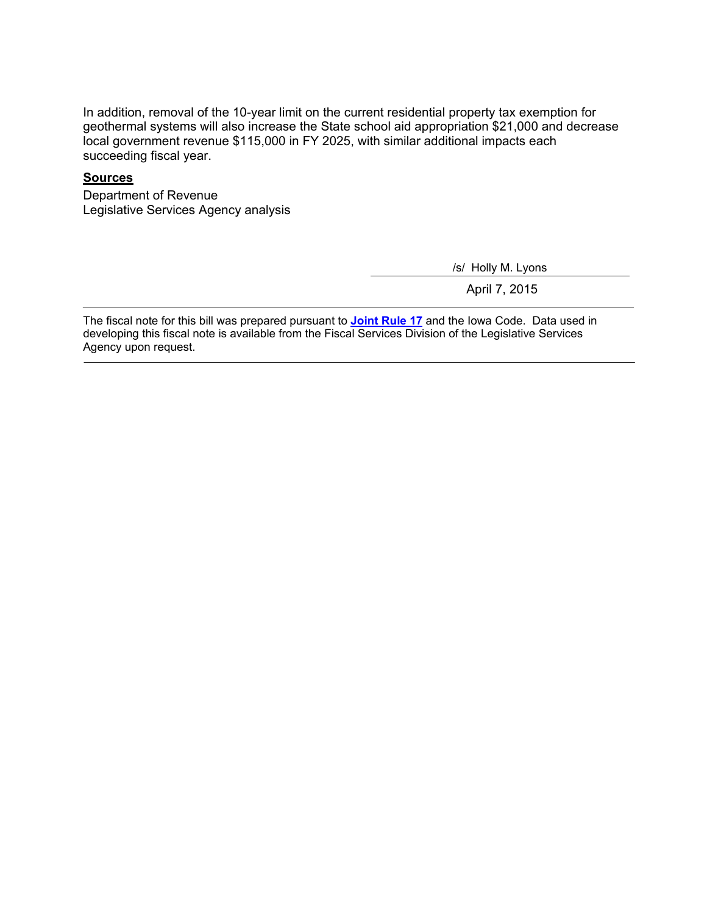In addition, removal of the 10-year limit on the current residential property tax exemption for geothermal systems will also increase the State school aid appropriation $21,000 and decrease local government revenue $115,000 in FY 2025, with similar additional impacts each succeeding fiscal year.

**Sources**

Department of Revenue
Legislative Services Agency analysis

/s/ Holly M. Lyons

April 7, 2015

---

The fiscal note for this bill was prepared pursuant to **Joint Rule 17** and the Iowa Code. Data used in developing this fiscal note is available from the Fiscal Services Division of the Legislative Services Agency upon request.

---